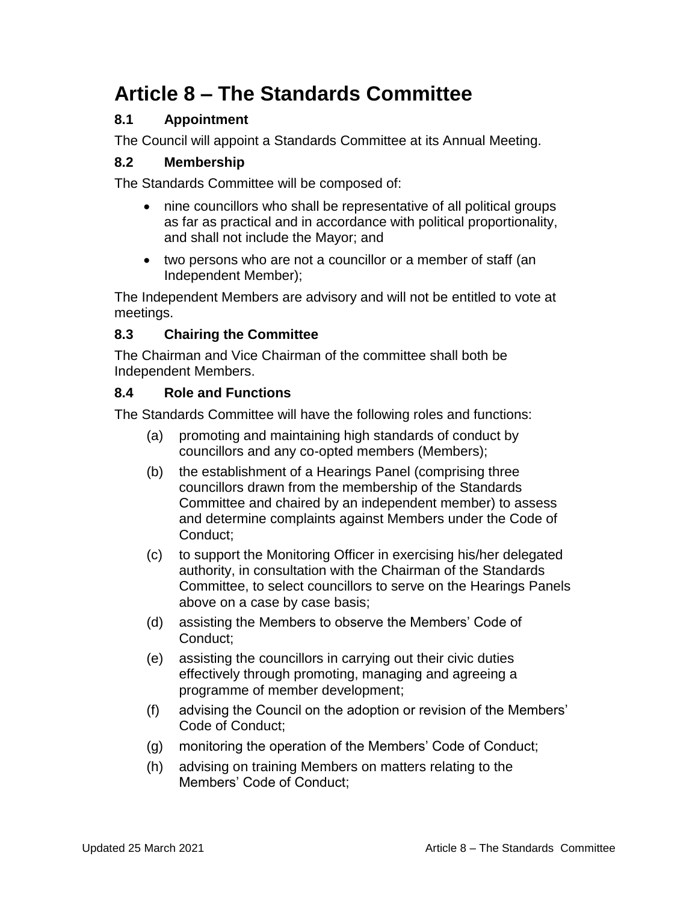# Article 8 – The Standards Committee

### 8.1 Appointment

The Council will appoint a Standards Committee at its Annual Meeting.

### 8.2 Membership

The Standards Committee will be composed of:

- nine councillors who shall be representative of all political groups as far as practical and in accordance with political proportionality, and shall not include the Mayor; and
- two persons who are not a councillor or a member of staff (an Independent Member);

The Independent Members are advisory and will not be entitled to vote at meetings.

### 8.3 Chairing the Committee

The Chairman and Vice Chairman of the committee shall both be Independent Members.

### 8.4 Role and Functions

The Standards Committee will have the following roles and functions:

(a) promoting and maintaining high standards of conduct by councillors and any co-opted members (Members);

(b) the establishment of a Hearings Panel (comprising three councillors drawn from the membership of the Standards Committee and chaired by an independent member) to assess and determine complaints against Members under the Code of Conduct;

(c) to support the Monitoring Officer in exercising his/her delegated authority, in consultation with the Chairman of the Standards Committee, to select councillors to serve on the Hearings Panels above on a case by case basis;

(d) assisting the Members to observe the Members' Code of Conduct;

(e) assisting the councillors in carrying out their civic duties effectively through promoting, managing and agreeing a programme of member development;

(f) advising the Council on the adoption or revision of the Members' Code of Conduct;

(g) monitoring the operation of the Members' Code of Conduct;

(h) advising on training Members on matters relating to the Members' Code of Conduct;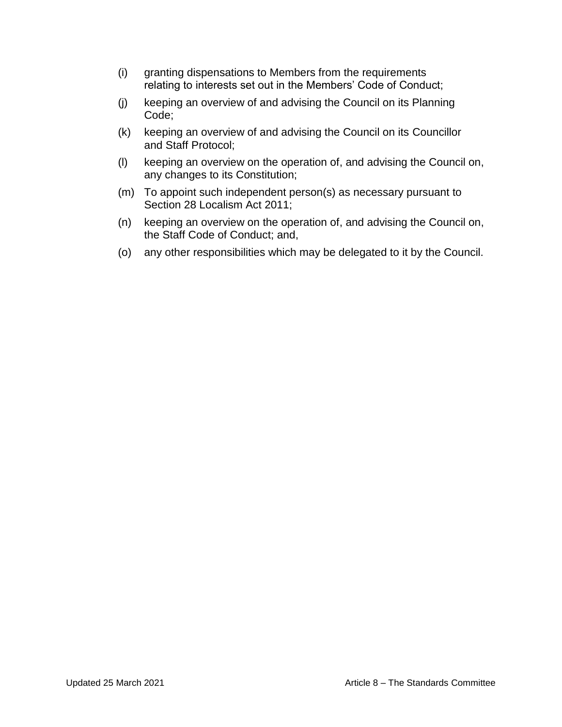(i) granting dispensations to Members from the requirements relating to interests set out in the Members' Code of Conduct;

(j) keeping an overview of and advising the Council on its Planning Code;

(k) keeping an overview of and advising the Council on its Councillor and Staff Protocol;

(l) keeping an overview on the operation of, and advising the Council on, any changes to its Constitution;

(m) To appoint such independent person(s) as necessary pursuant to Section 28 Localism Act 2011;

(n) keeping an overview on the operation of, and advising the Council on, the Staff Code of Conduct; and,

(o) any other responsibilities which may be delegated to it by the Council.